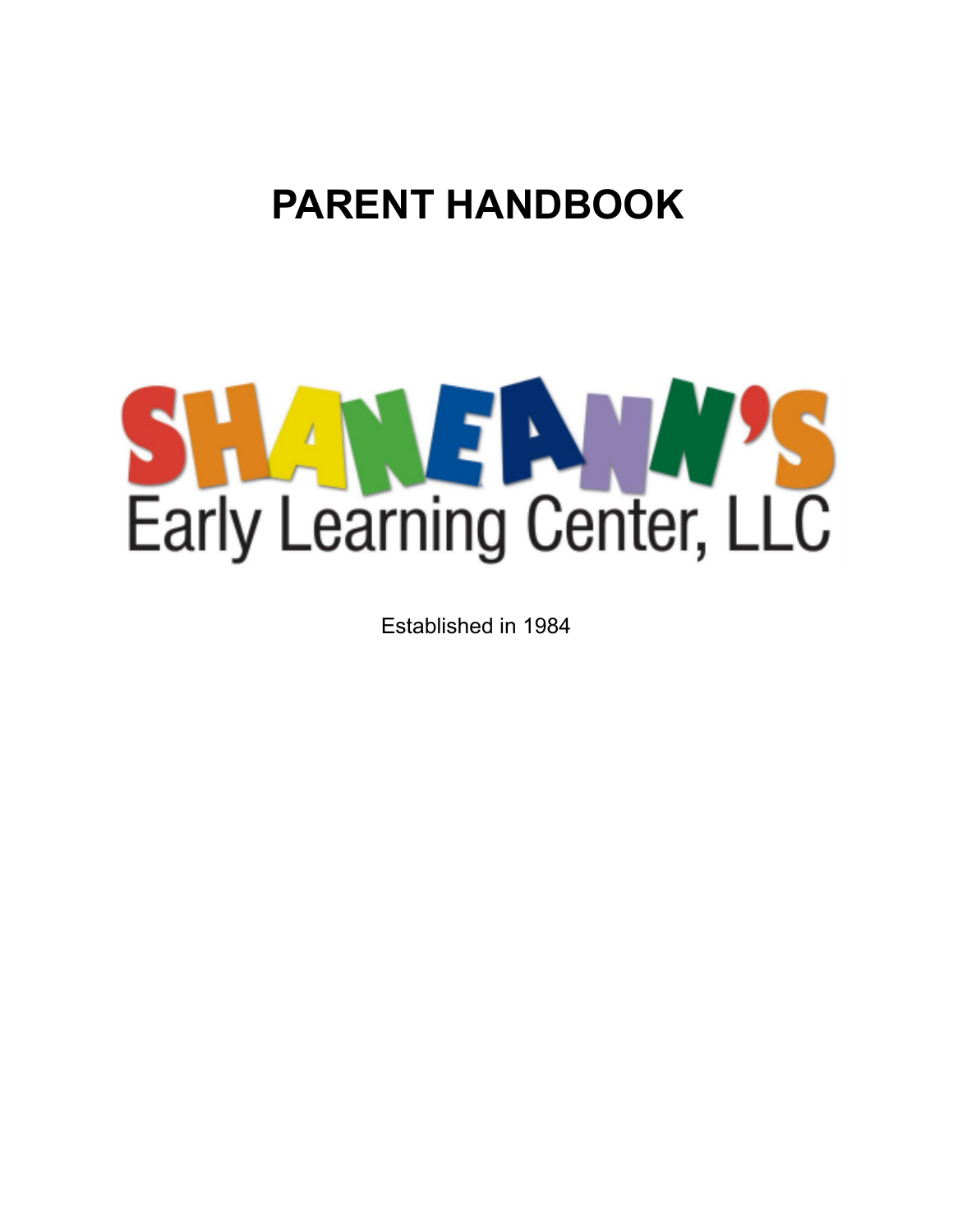# PARENT HANDBOOK

SHANEANN'S
Early Learning Center, LLC

Established in 1984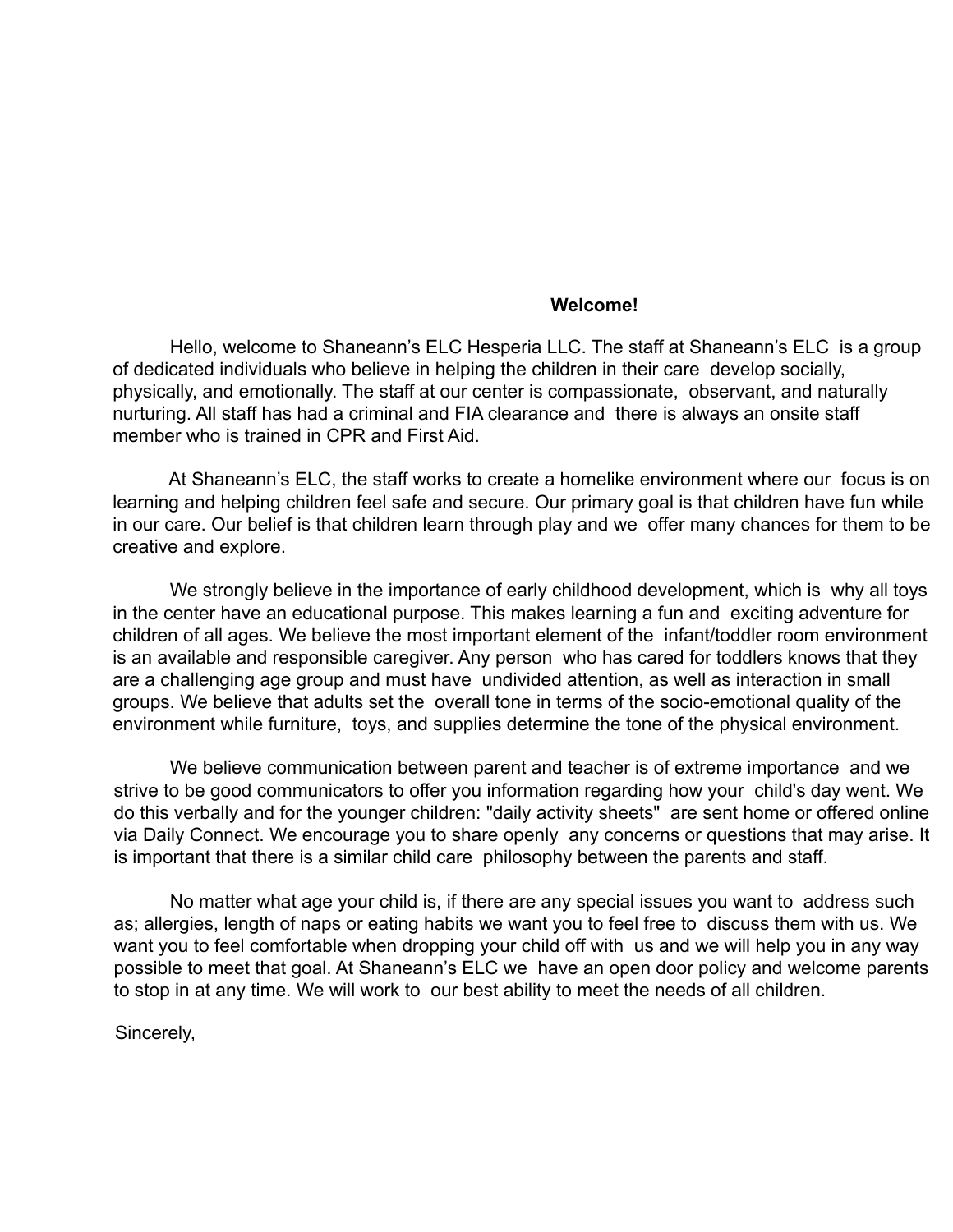**Welcome!**

Hello, welcome to Shaneann's ELC Hesperia LLC. The staff at Shaneann's ELC is a group of dedicated individuals who believe in helping the children in their care develop socially, physically, and emotionally. The staff at our center is compassionate, observant, and naturally nurturing. All staff has had a criminal and FIA clearance and there is always an onsite staff member who is trained in CPR and First Aid.

At Shaneann's ELC, the staff works to create a homelike environment where our focus is on learning and helping children feel safe and secure. Our primary goal is that children have fun while in our care. Our belief is that children learn through play and we offer many chances for them to be creative and explore.

We strongly believe in the importance of early childhood development, which is why all toys in the center have an educational purpose. This makes learning a fun and exciting adventure for children of all ages. We believe the most important element of the infant/toddler room environment is an available and responsible caregiver. Any person who has cared for toddlers knows that they are a challenging age group and must have undivided attention, as well as interaction in small groups. We believe that adults set the overall tone in terms of the socio-emotional quality of the environment while furniture, toys, and supplies determine the tone of the physical environment.

We believe communication between parent and teacher is of extreme importance and we strive to be good communicators to offer you information regarding how your child's day went. We do this verbally and for the younger children: "daily activity sheets" are sent home or offered online via Daily Connect. We encourage you to share openly any concerns or questions that may arise. It is important that there is a similar child care philosophy between the parents and staff.

No matter what age your child is, if there are any special issues you want to address such as; allergies, length of naps or eating habits we want you to feel free to discuss them with us. We want you to feel comfortable when dropping your child off with us and we will help you in any way possible to meet that goal. At Shaneann's ELC we have an open door policy and welcome parents to stop in at any time. We will work to our best ability to meet the needs of all children.

Sincerely,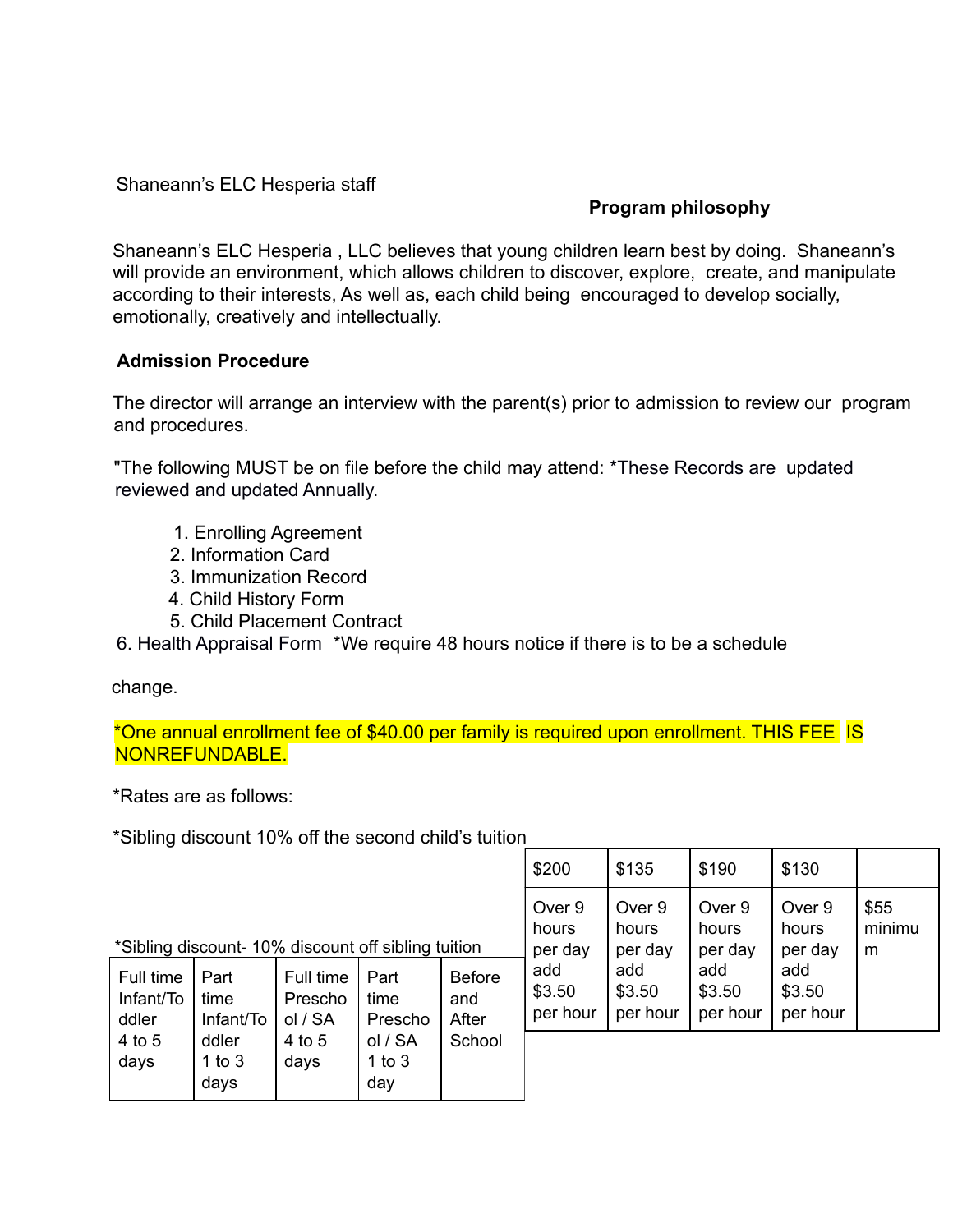Shaneann's ELC Hesperia staff

**Program philosophy**

Shaneann's ELC Hesperia , LLC believes that young children learn best by doing. Shaneann's will provide an environment, which allows children to discover, explore, create, and manipulate according to their interests, As well as, each child being encouraged to develop socially, emotionally, creatively and intellectually.

**Admission Procedure**

The director will arrange an interview with the parent(s) prior to admission to review our program and procedures.

"The following MUST be on file before the child may attend: *These Records are updated reviewed and updated Annually.

1. Enrolling Agreement
2. Information Card
3. Immunization Record
4. Child History Form
5. Child Placement Contract
6. Health Appraisal Form *We require 48 hours notice if there is to be a schedule

change.

*One annual enrollment fee of $40.00 per family is required upon enrollment. THIS FEE IS NONREFUNDABLE.

*Rates are as follows:

*Sibling discount 10% off the second child's tuition

*Sibling discount- 10% discount off sibling tuition

| Full time Infant/Toddler 4 to 5 days | Part time Infant/Toddler 1 to 3 days | Full time Preschool / SA 4 to 5 days | Part time Preschool / SA 1 to 3 day | Before and After School |
|---|---|---|---|---|
| $200 | $135 | $190 | $130 | |
| Over 9 hours per day add $3.50 per hour | Over 9 hours per day add $3.50 per hour | Over 9 hours per day add $3.50 per hour | Over 9 hours per day add $3.50 per hour | $55 minimum |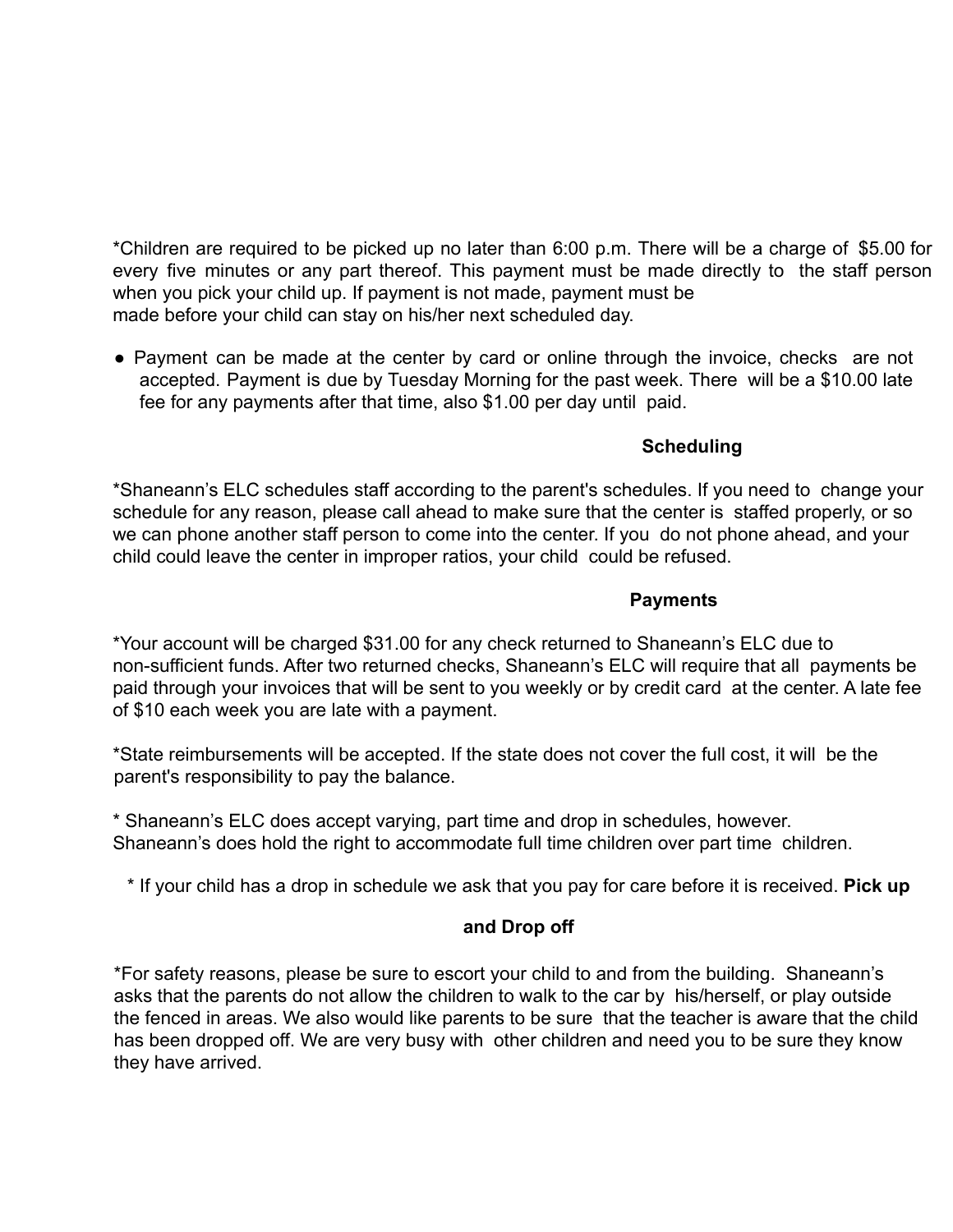*Children are required to be picked up no later than 6:00 p.m. There will be a charge of $5.00 for every five minutes or any part thereof. This payment must be made directly to the staff person when you pick your child up. If payment is not made, payment must be made before your child can stay on his/her next scheduled day.

- Payment can be made at the center by card or online through the invoice, checks are not accepted. Payment is due by Tuesday Morning for the past week. There will be a $10.00 late fee for any payments after that time, also $1.00 per day until paid.

## Scheduling

*Shaneann's ELC schedules staff according to the parent's schedules. If you need to change your schedule for any reason, please call ahead to make sure that the center is staffed properly, or so we can phone another staff person to come into the center. If you do not phone ahead, and your child could leave the center in improper ratios, your child could be refused.

## Payments

*Your account will be charged $31.00 for any check returned to Shaneann's ELC due to non-sufficient funds. After two returned checks, Shaneann's ELC will require that all payments be paid through your invoices that will be sent to you weekly or by credit card at the center. A late fee of $10 each week you are late with a payment.

*State reimbursements will be accepted. If the state does not cover the full cost, it will be the parent's responsibility to pay the balance.

* Shaneann's ELC does accept varying, part time and drop in schedules, however. Shaneann's does hold the right to accommodate full time children over part time children.

* If your child has a drop in schedule we ask that you pay for care before it is received.

## Pick up and Drop off

*For safety reasons, please be sure to escort your child to and from the building. Shaneann's asks that the parents do not allow the children to walk to the car by his/herself, or play outside the fenced in areas. We also would like parents to be sure that the teacher is aware that the child has been dropped off. We are very busy with other children and need you to be sure they know they have arrived.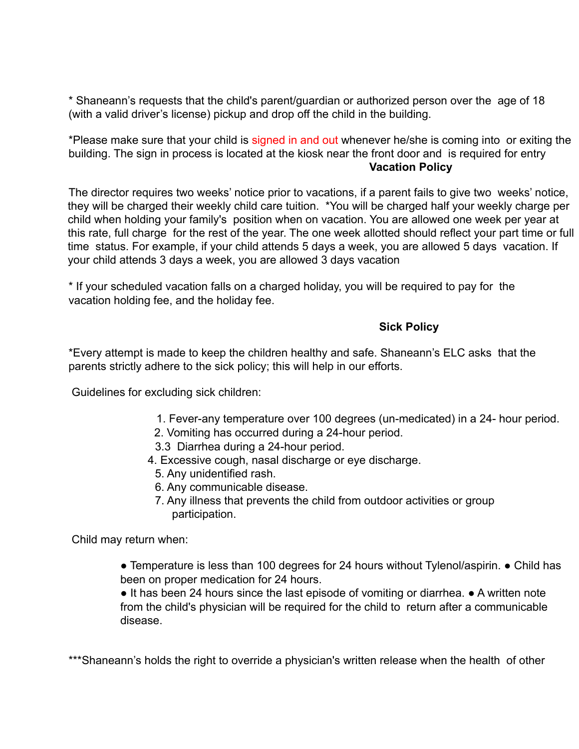* Shaneann's requests that the child's parent/guardian or authorized person over the age of 18 (with a valid driver's license) pickup and drop off the child in the building.

*Please make sure that your child is signed in and out whenever he/she is coming into or exiting the building. The sign in process is located at the kiosk near the front door and is required for entry

**Vacation Policy**

The director requires two weeks' notice prior to vacations, if a parent fails to give two weeks' notice, they will be charged their weekly child care tuition. *You will be charged half your weekly charge per child when holding your family's position when on vacation. You are allowed one week per year at this rate, full charge for the rest of the year. The one week allotted should reflect your part time or full time status. For example, if your child attends 5 days a week, you are allowed 5 days vacation. If your child attends 3 days a week, you are allowed 3 days vacation

* If your scheduled vacation falls on a charged holiday, you will be required to pay for the vacation holding fee, and the holiday fee.

**Sick Policy**

*Every attempt is made to keep the children healthy and safe. Shaneann's ELC asks that the parents strictly adhere to the sick policy; this will help in our efforts.

Guidelines for excluding sick children:

1. Fever-any temperature over 100 degrees (un-medicated) in a 24- hour period.
2. Vomiting has occurred during a 24-hour period.
3. 3 Diarrhea during a 24-hour period.
4. Excessive cough, nasal discharge or eye discharge.
5. Any unidentified rash.
6. Any communicable disease.
7. Any illness that prevents the child from outdoor activities or group participation.

Child may return when:

- Temperature is less than 100 degrees for 24 hours without Tylenol/aspirin.
- Child has been on proper medication for 24 hours.
- It has been 24 hours since the last episode of vomiting or diarrhea.
- A written note from the child's physician will be required for the child to return after a communicable disease.

***Shaneann's holds the right to override a physician's written release when the health of other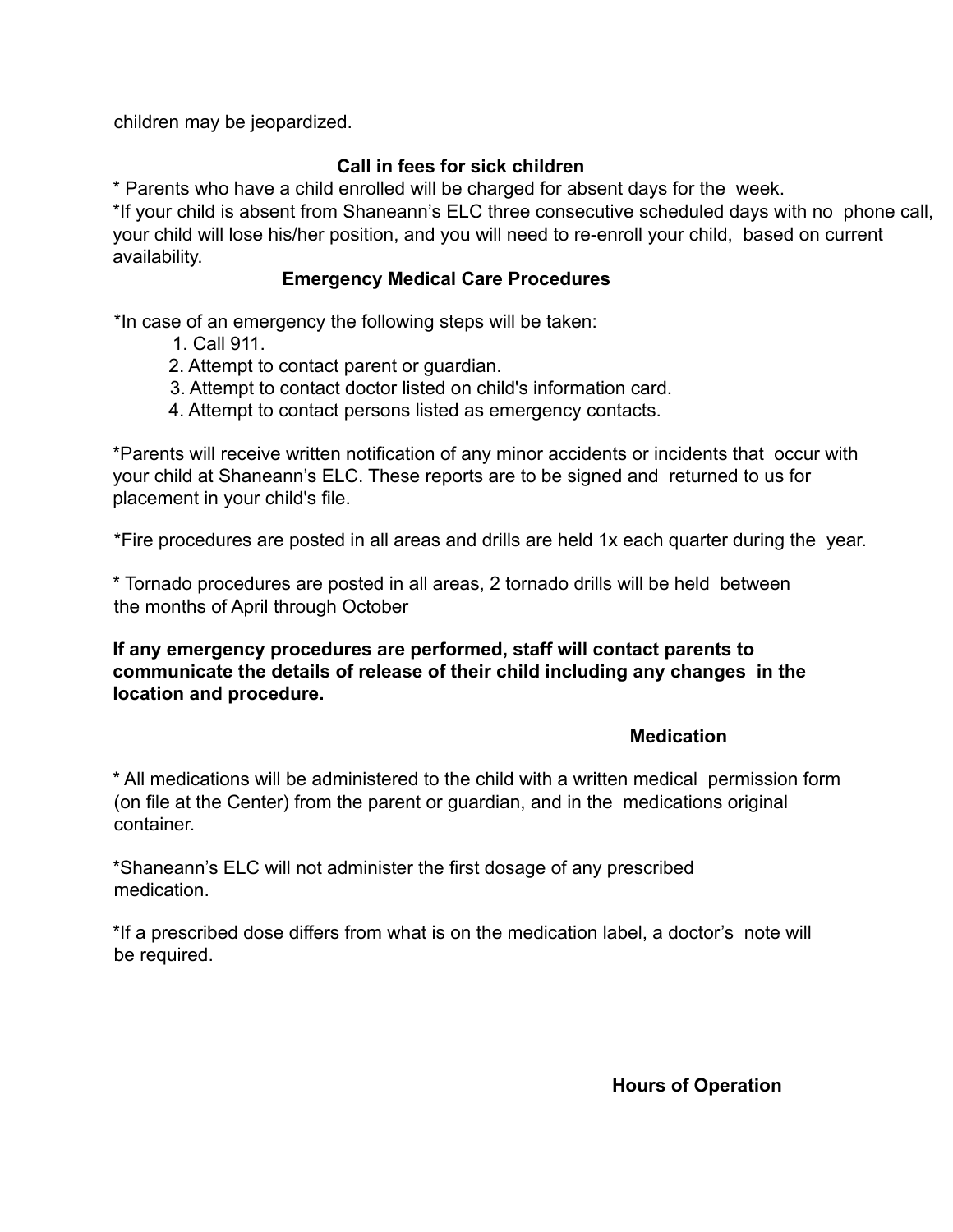children may be jeopardized.

## Call in fees for sick children

* Parents who have a child enrolled will be charged for absent days for the week.
*If your child is absent from Shaneann's ELC three consecutive scheduled days with no phone call, your child will lose his/her position, and you will need to re-enroll your child, based on current availability.

## Emergency Medical Care Procedures

*In case of an emergency the following steps will be taken:

1. Call 911.
2. Attempt to contact parent or guardian.
3. Attempt to contact doctor listed on child's information card.
4. Attempt to contact persons listed as emergency contacts.

*Parents will receive written notification of any minor accidents or incidents that occur with your child at Shaneann's ELC. These reports are to be signed and returned to us for placement in your child's file.

*Fire procedures are posted in all areas and drills are held 1x each quarter during the year.

* Tornado procedures are posted in all areas, 2 tornado drills will be held between the months of April through October

**If any emergency procedures are performed, staff will contact parents to communicate the details of release of their child including any changes in the location and procedure.**

## Medication

* All medications will be administered to the child with a written medical permission form (on file at the Center) from the parent or guardian, and in the medications original container.

*Shaneann's ELC will not administer the first dosage of any prescribed medication.

*If a prescribed dose differs from what is on the medication label, a doctor's note will be required.

## Hours of Operation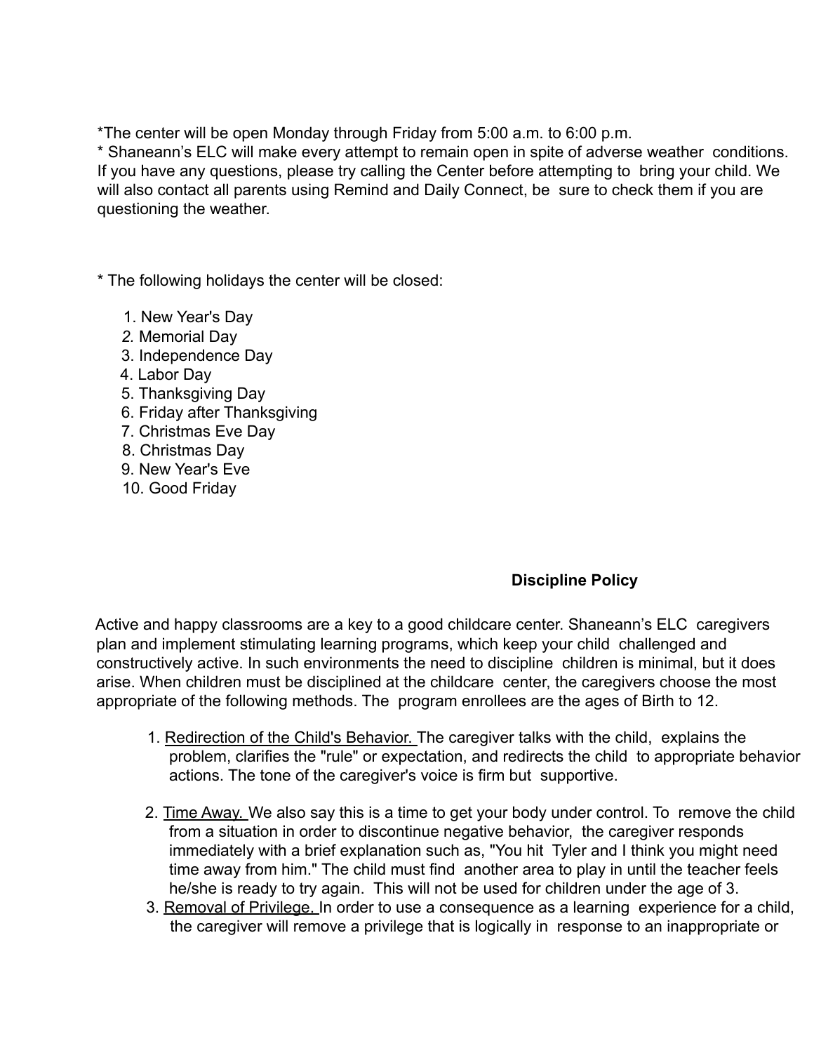*The center will be open Monday through Friday from 5:00 a.m. to 6:00 p.m.

* Shaneann's ELC will make every attempt to remain open in spite of adverse weather conditions. If you have any questions, please try calling the Center before attempting to bring your child. We will also contact all parents using Remind and Daily Connect, be sure to check them if you are questioning the weather.

* The following holidays the center will be closed:

1. New Year's Day
2. Memorial Day
3. Independence Day
4. Labor Day
5. Thanksgiving Day
6. Friday after Thanksgiving
7. Christmas Eve Day
8. Christmas Day
9. New Year's Eve
10. Good Friday

## Discipline Policy

Active and happy classrooms are a key to a good childcare center. Shaneann's ELC caregivers plan and implement stimulating learning programs, which keep your child challenged and constructively active. In such environments the need to discipline children is minimal, but it does arise. When children must be disciplined at the childcare center, the caregivers choose the most appropriate of the following methods. The program enrollees are the ages of Birth to 12.

1. Redirection of the Child's Behavior. The caregiver talks with the child, explains the problem, clarifies the "rule" or expectation, and redirects the child to appropriate behavior actions. The tone of the caregiver's voice is firm but supportive.

2. Time Away. We also say this is a time to get your body under control. To remove the child from a situation in order to discontinue negative behavior, the caregiver responds immediately with a brief explanation such as, "You hit Tyler and I think you might need time away from him." The child must find another area to play in until the teacher feels he/she is ready to try again. This will not be used for children under the age of 3.
3. Removal of Privilege. In order to use a consequence as a learning experience for a child, the caregiver will remove a privilege that is logically in response to an inappropriate or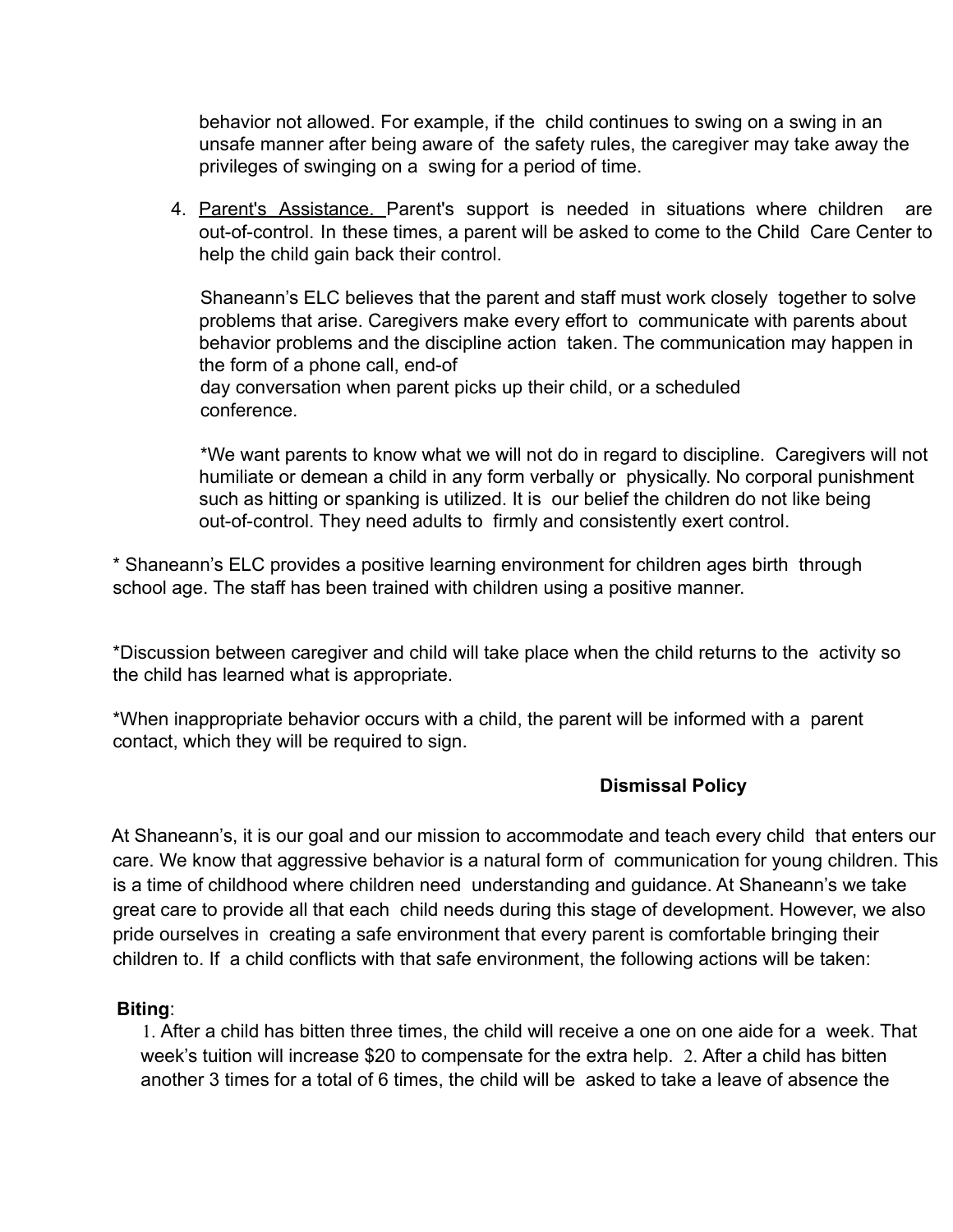behavior not allowed. For example, if the child continues to swing on a swing in an unsafe manner after being aware of the safety rules, the caregiver may take away the privileges of swinging on a swing for a period of time.

4. <u>Parent's Assistance.</u> Parent's support is needed in situations where children are out-of-control. In these times, a parent will be asked to come to the Child Care Center to help the child gain back their control.

   Shaneann's ELC believes that the parent and staff must work closely together to solve problems that arise. Caregivers make every effort to communicate with parents about behavior problems and the discipline action taken. The communication may happen in the form of a phone call, end-of day conversation when parent picks up their child, or a scheduled conference.

   *We want parents to know what we will not do in regard to discipline. Caregivers will not humiliate or demean a child in any form verbally or physically. No corporal punishment such as hitting or spanking is utilized. It is our belief the children do not like being out-of-control. They need adults to firmly and consistently exert control.

* Shaneann's ELC provides a positive learning environment for children ages birth through school age. The staff has been trained with children using a positive manner.

*Discussion between caregiver and child will take place when the child returns to the activity so the child has learned what is appropriate.

*When inappropriate behavior occurs with a child, the parent will be informed with a parent contact, which they will be required to sign.

## Dismissal Policy

At Shaneann's, it is our goal and our mission to accommodate and teach every child that enters our care. We know that aggressive behavior is a natural form of communication for young children. This is a time of childhood where children need understanding and guidance. At Shaneann's we take great care to provide all that each child needs during this stage of development. However, we also pride ourselves in creating a safe environment that every parent is comfortable bringing their children to. If a child conflicts with that safe environment, the following actions will be taken:

**Biting**:

1. After a child has bitten three times, the child will receive a one on one aide for a week. That week's tuition will increase $20 to compensate for the extra help.
2. After a child has bitten another 3 times for a total of 6 times, the child will be asked to take a leave of absence the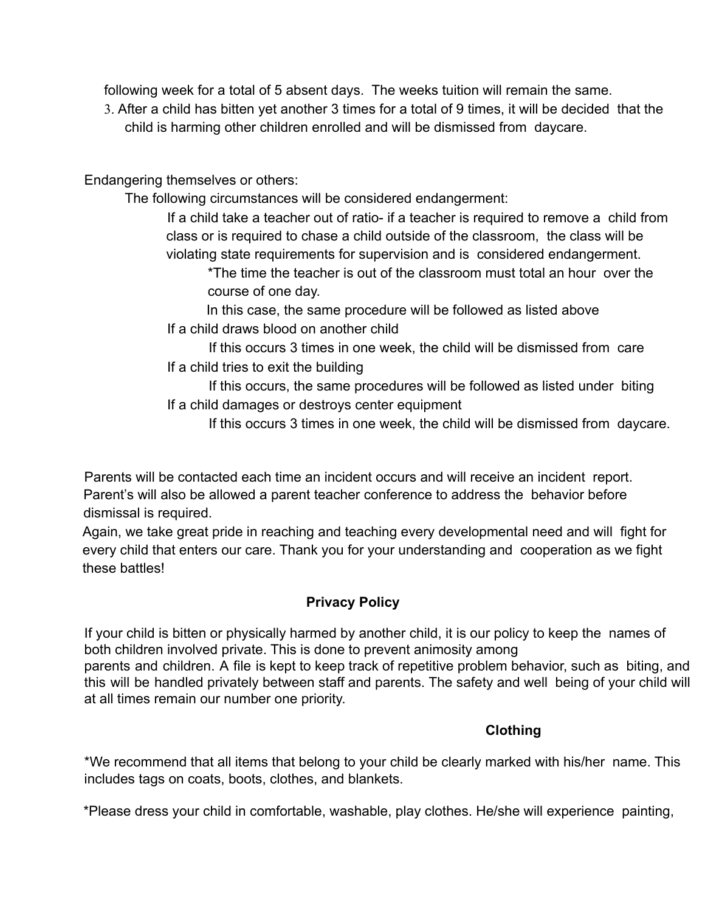following week for a total of 5 absent days. The weeks tuition will remain the same.

3. After a child has bitten yet another 3 times for a total of 9 times, it will be decided that the child is harming other children enrolled and will be dismissed from daycare.

Endangering themselves or others:

The following circumstances will be considered endangerment:

- If a child take a teacher out of ratio- if a teacher is required to remove a child from class or is required to chase a child outside of the classroom, the class will be violating state requirements for supervision and is considered endangerment.
  - *The time the teacher is out of the classroom must total an hour over the course of one day.
  - In this case, the same procedure will be followed as listed above
- If a child draws blood on another child
  - If this occurs 3 times in one week, the child will be dismissed from care
- If a child tries to exit the building
  - If this occurs, the same procedures will be followed as listed under biting
- If a child damages or destroys center equipment
  - If this occurs 3 times in one week, the child will be dismissed from daycare.

Parents will be contacted each time an incident occurs and will receive an incident report. Parent's will also be allowed a parent teacher conference to address the behavior before dismissal is required.

Again, we take great pride in reaching and teaching every developmental need and will fight for every child that enters our care. Thank you for your understanding and cooperation as we fight these battles!

## Privacy Policy

If your child is bitten or physically harmed by another child, it is our policy to keep the names of both children involved private. This is done to prevent animosity among parents and children. A file is kept to keep track of repetitive problem behavior, such as biting, and this will be handled privately between staff and parents. The safety and well being of your child will at all times remain our number one priority.

## Clothing

*We recommend that all items that belong to your child be clearly marked with his/her name. This includes tags on coats, boots, clothes, and blankets.

*Please dress your child in comfortable, washable, play clothes. He/she will experience painting,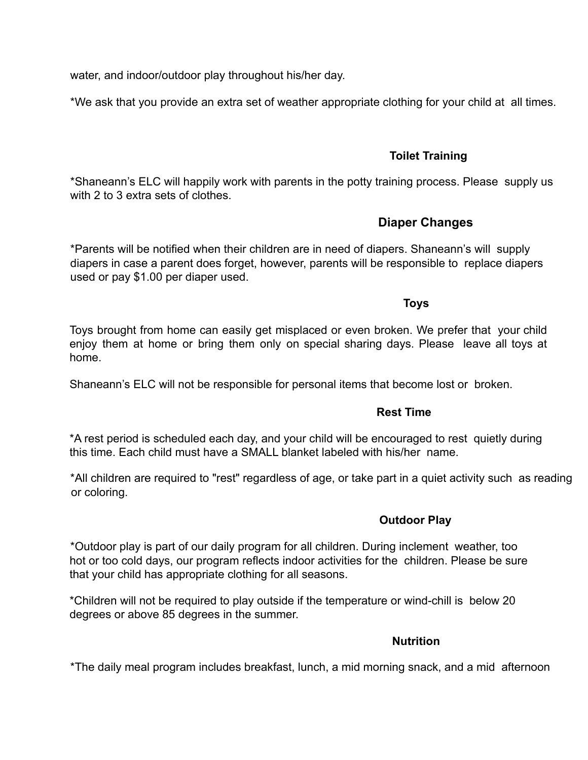water, and indoor/outdoor play throughout his/her day.

*We ask that you provide an extra set of weather appropriate clothing for your child at all times.

### Toilet Training

*Shaneann's ELC will happily work with parents in the potty training process. Please supply us with 2 to 3 extra sets of clothes.

### Diaper Changes

*Parents will be notified when their children are in need of diapers. Shaneann's will supply diapers in case a parent does forget, however, parents will be responsible to replace diapers used or pay $1.00 per diaper used.

### Toys

Toys brought from home can easily get misplaced or even broken. We prefer that your child enjoy them at home or bring them only on special sharing days. Please leave all toys at home.

Shaneann's ELC will not be responsible for personal items that become lost or broken.

### Rest Time

*A rest period is scheduled each day, and your child will be encouraged to rest quietly during this time. Each child must have a SMALL blanket labeled with his/her name.

*All children are required to "rest" regardless of age, or take part in a quiet activity such as reading or coloring.

### Outdoor Play

*Outdoor play is part of our daily program for all children. During inclement weather, too hot or too cold days, our program reflects indoor activities for the children. Please be sure that your child has appropriate clothing for all seasons.

*Children will not be required to play outside if the temperature or wind-chill is below 20 degrees or above 85 degrees in the summer.

### Nutrition

*The daily meal program includes breakfast, lunch, a mid morning snack, and a mid afternoon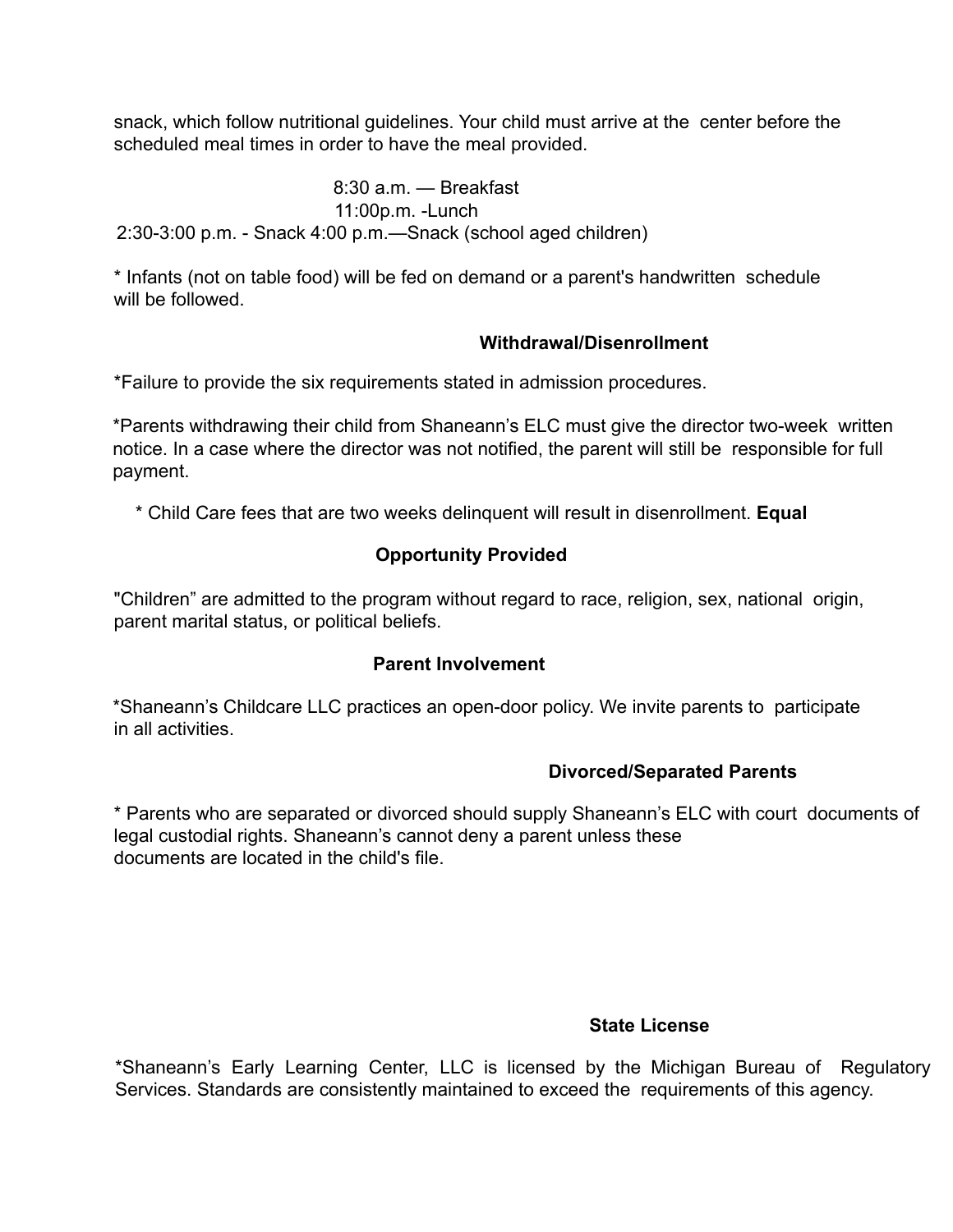snack, which follow nutritional guidelines. Your child must arrive at the center before the scheduled meal times in order to have the meal provided.

8:30 a.m. — Breakfast
11:00p.m. -Lunch
2:30-3:00 p.m. - Snack 4:00 p.m.—Snack (school aged children)

* Infants (not on table food) will be fed on demand or a parent's handwritten schedule will be followed.

### Withdrawal/Disenrollment

*Failure to provide the six requirements stated in admission procedures.

*Parents withdrawing their child from Shaneann's ELC must give the director two-week written notice. In a case where the director was not notified, the parent will still be responsible for full payment.

* Child Care fees that are two weeks delinquent will result in disenrollment.

### Equal Opportunity Provided

"Children" are admitted to the program without regard to race, religion, sex, national origin, parent marital status, or political beliefs.

### Parent Involvement

*Shaneann's Childcare LLC practices an open-door policy. We invite parents to participate in all activities.

### Divorced/Separated Parents

* Parents who are separated or divorced should supply Shaneann's ELC with court documents of legal custodial rights. Shaneann's cannot deny a parent unless these documents are located in the child's file.

### State License

*Shaneann's Early Learning Center, LLC is licensed by the Michigan Bureau of Regulatory Services. Standards are consistently maintained to exceed the requirements of this agency.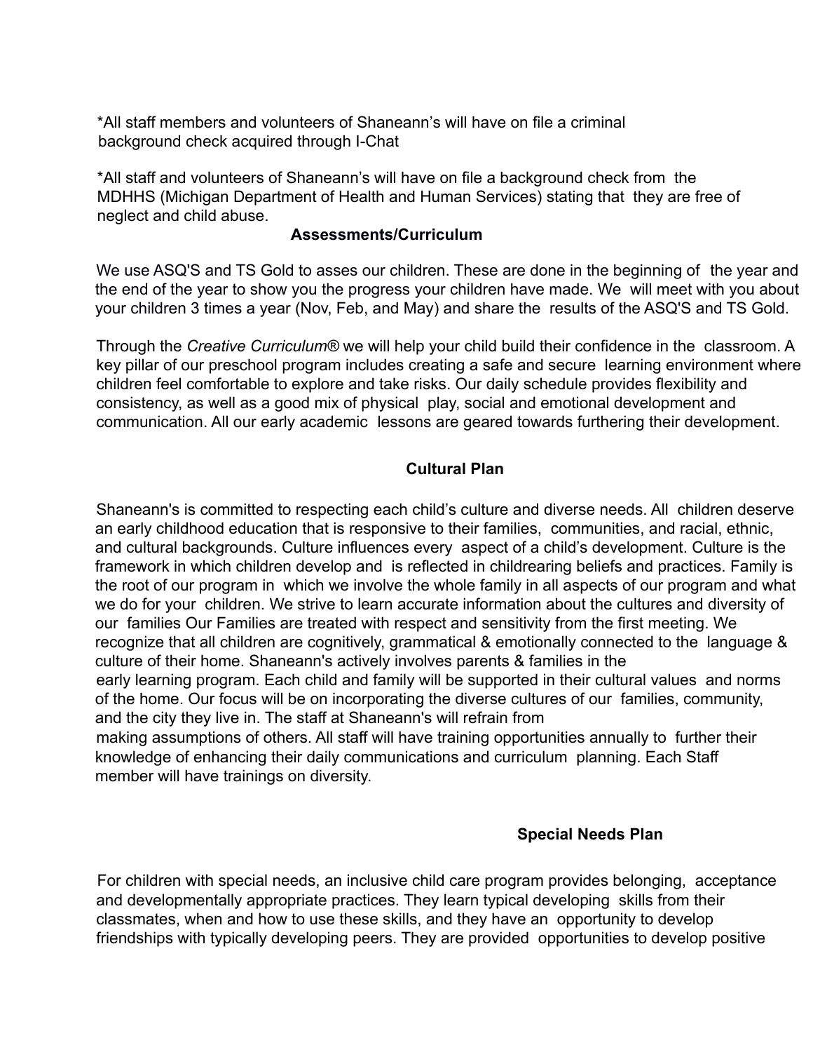*All staff members and volunteers of Shaneann's will have on file a criminal background check acquired through I-Chat

*All staff and volunteers of Shaneann's will have on file a background check from the MDHHS (Michigan Department of Health and Human Services) stating that they are free of neglect and child abuse.

## Assessments/Curriculum

We use ASQ'S and TS Gold to asses our children. These are done in the beginning of the year and the end of the year to show you the progress your children have made. We will meet with you about your children 3 times a year (Nov, Feb, and May) and share the results of the ASQ'S and TS Gold.

Through the *Creative Curriculum®* we will help your child build their confidence in the classroom. A key pillar of our preschool program includes creating a safe and secure learning environment where children feel comfortable to explore and take risks. Our daily schedule provides flexibility and consistency, as well as a good mix of physical play, social and emotional development and communication. All our early academic lessons are geared towards furthering their development.

## Cultural Plan

Shaneann's is committed to respecting each child's culture and diverse needs. All children deserve an early childhood education that is responsive to their families, communities, and racial, ethnic, and cultural backgrounds. Culture influences every aspect of a child's development. Culture is the framework in which children develop and is reflected in childrearing beliefs and practices. Family is the root of our program in which we involve the whole family in all aspects of our program and what we do for your children. We strive to learn accurate information about the cultures and diversity of our families Our Families are treated with respect and sensitivity from the first meeting. We recognize that all children are cognitively, grammatical & emotionally connected to the language & culture of their home. Shaneann's actively involves parents & families in the early learning program. Each child and family will be supported in their cultural values and norms of the home. Our focus will be on incorporating the diverse cultures of our families, community, and the city they live in. The staff at Shaneann's will refrain from making assumptions of others. All staff will have training opportunities annually to further their knowledge of enhancing their daily communications and curriculum planning. Each Staff member will have trainings on diversity.

## Special Needs Plan

For children with special needs, an inclusive child care program provides belonging, acceptance and developmentally appropriate practices. They learn typical developing skills from their classmates, when and how to use these skills, and they have an opportunity to develop friendships with typically developing peers. They are provided opportunities to develop positive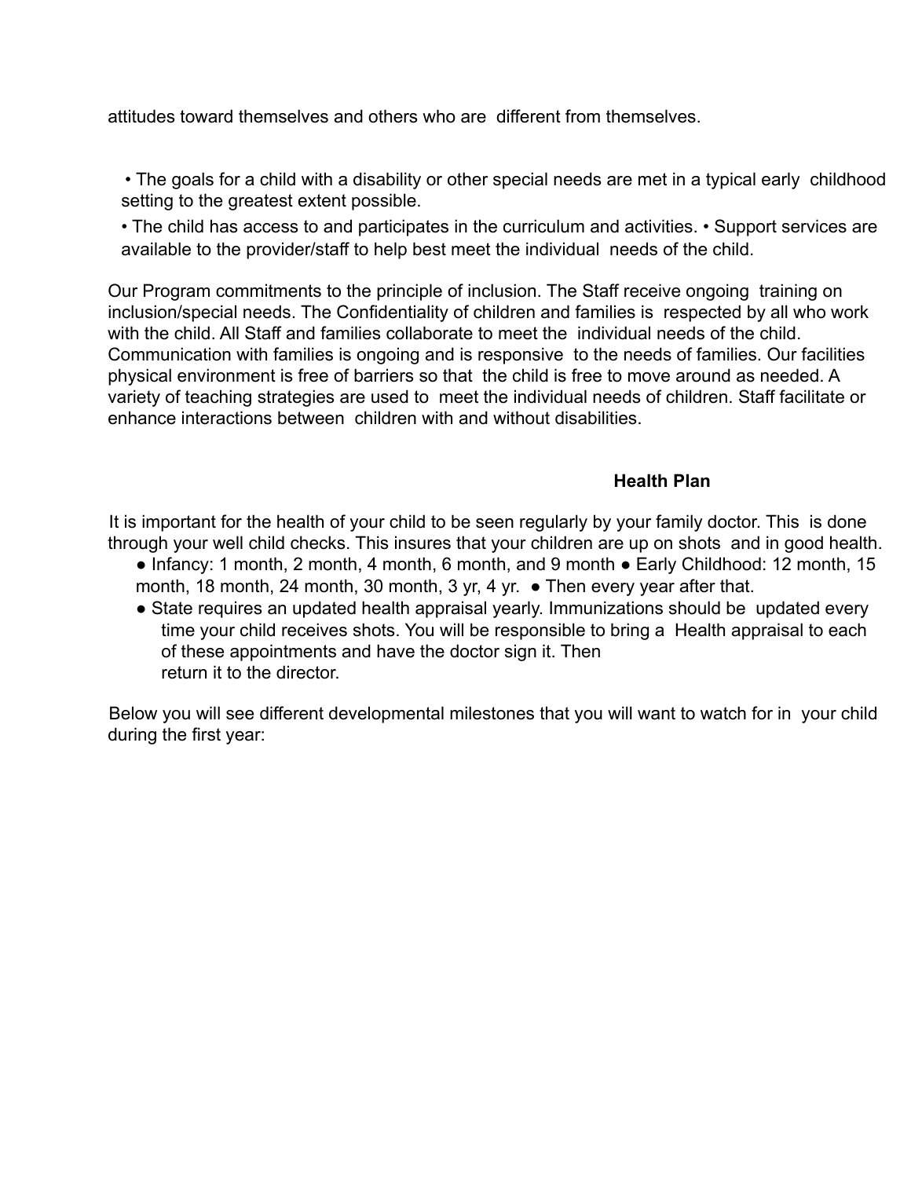attitudes toward themselves and others who are different from themselves.

- The goals for a child with a disability or other special needs are met in a typical early childhood setting to the greatest extent possible.
- The child has access to and participates in the curriculum and activities. • Support services are available to the provider/staff to help best meet the individual needs of the child.

Our Program commitments to the principle of inclusion. The Staff receive ongoing training on inclusion/special needs. The Confidentiality of children and families is respected by all who work with the child. All Staff and families collaborate to meet the individual needs of the child. Communication with families is ongoing and is responsive to the needs of families. Our facilities physical environment is free of barriers so that the child is free to move around as needed. A variety of teaching strategies are used to meet the individual needs of children. Staff facilitate or enhance interactions between children with and without disabilities.

## Health Plan

It is important for the health of your child to be seen regularly by your family doctor. This is done through your well child checks. This insures that your children are up on shots and in good health.

- Infancy: 1 month, 2 month, 4 month, 6 month, and 9 month ● Early Childhood: 12 month, 15 month, 18 month, 24 month, 30 month, 3 yr, 4 yr. ● Then every year after that.
- State requires an updated health appraisal yearly. Immunizations should be updated every time your child receives shots. You will be responsible to bring a Health appraisal to each of these appointments and have the doctor sign it. Then return it to the director.

Below you will see different developmental milestones that you will want to watch for in your child during the first year: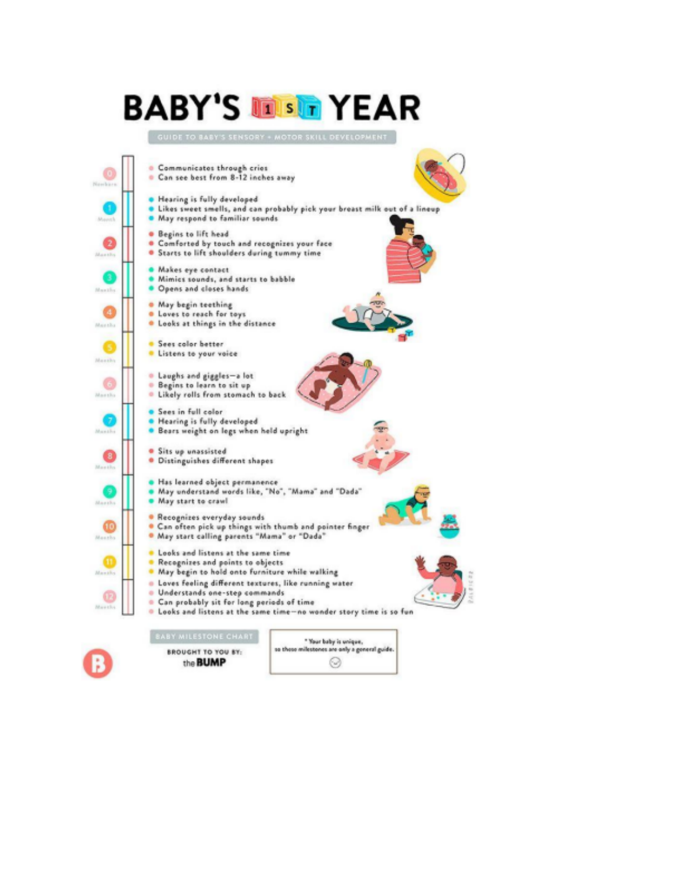# BABY'S 1ST YEAR

GUIDE TO BABY'S SENSORY + MOTOR SKILL DEVELOPMENT

**0 – Newborn**
- Communicates through cries
- Can see best from 8-12 inches away

**1 – Month**
- Hearing is fully developed
- Likes sweet smells, and can probably pick your breast milk out of a lineup
- May respond to familiar sounds

**2 – Months**
- Begins to lift head
- Comforted by touch and recognizes your face
- Starts to lift shoulders during tummy time

**3 – Months**
- Makes eye contact
- Mimics sounds, and starts to babble
- Opens and closes hands

**4 – Months**
- May begin teething
- Loves to reach for toys
- Looks at things in the distance

**5 – Months**
- Sees color better
- Listens to your voice

**6 – Months**
- Laughs and giggles—a lot
- Begins to learn to sit up
- Likely rolls from stomach to back

**7 – Months**
- Sees in full color
- Hearing is fully developed
- Bears weight on legs when held upright

**8 – Months**
- Sits up unassisted
- Distinguishes different shapes

**9 – Months**
- Has learned object permanence
- May understand words like, "No", "Mama" and "Dada"
- May start to crawl

**10 – Months**
- Recognizes everyday sounds
- Can often pick up things with thumb and pointer finger
- May start calling parents "Mama" or "Dada"

**11 – Months**
- Looks and listens at the same time
- Recognizes and points to objects
- May begin to hold onto furniture while walking

**12 – Months**
- Loves feeling different textures, like running water
- Understands one-step commands
- Can probably sit for long periods of time
- Looks and listens at the same time—no wonder story time is so fun

BABY MILESTONE CHART

BROUGHT TO YOU BY: the BUMP

*Your baby is unique, so these milestones are only a general guide.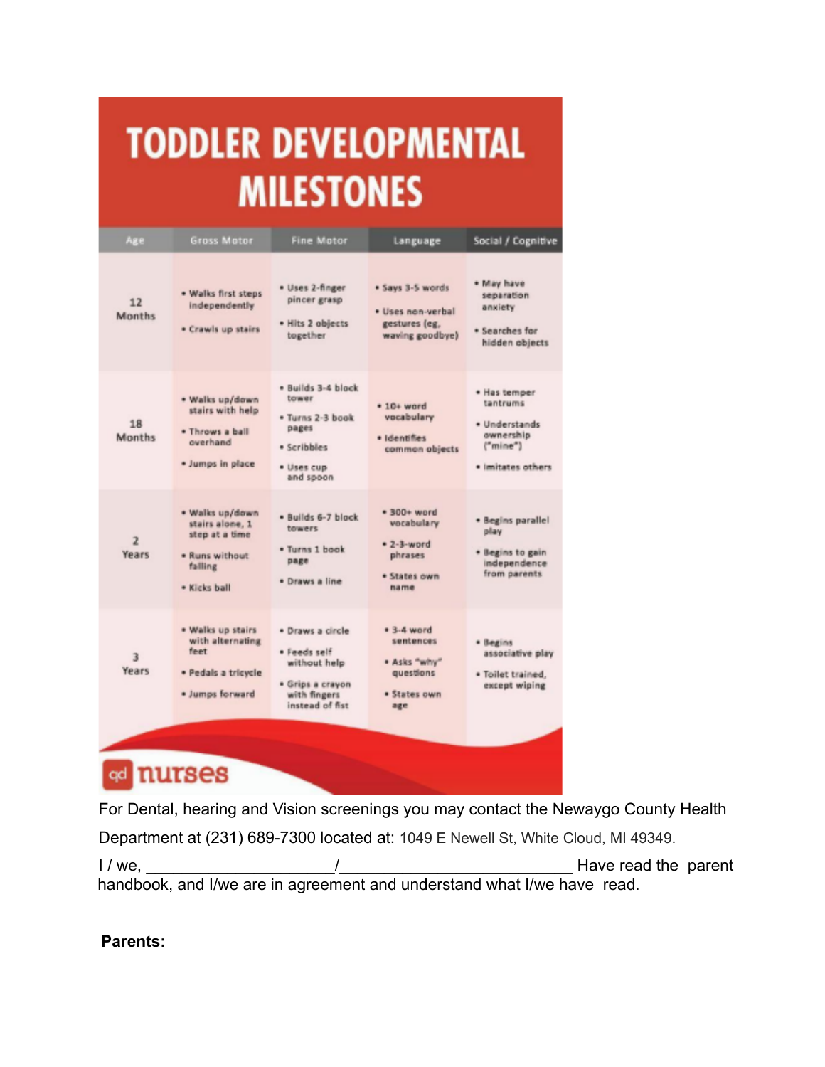# TODDLER DEVELOPMENTAL MILESTONES

| Age | Gross Motor | Fine Motor | Language | Social / Cognitive |
|---|---|---|---|---|
| 12 Months | • Walks first steps independently<br>• Crawls up stairs | • Uses 2-finger pincer grasp<br>• Hits 2 objects together | • Says 3-5 words<br>• Uses non-verbal gestures (eg, waving goodbye) | • May have separation anxiety<br>• Searches for hidden objects |
| 18 Months | • Walks up/down stairs with help<br>• Throws a ball overhand<br>• Jumps in place | • Builds 3-4 block tower<br>• Turns 2-3 book pages<br>• Scribbles<br>• Uses cup and spoon | • 10+ word vocabulary<br>• Identifies common objects | • Has temper tantrums<br>• Understands ownership ("mine")<br>• Imitates others |
| 2 Years | • Walks up/down stairs alone, 1 step at a time<br>• Runs without falling<br>• Kicks ball | • Builds 6-7 block towers<br>• Turns 1 book page<br>• Draws a line | • 300+ word vocabulary<br>• 2-3-word phrases<br>• States own name | • Begins parallel play<br>• Begins to gain independence from parents |
| 3 Years | • Walks up stairs with alternating feet<br>• Pedals a tricycle<br>• Jumps forward | • Draws a circle<br>• Feeds self without help<br>• Grips a crayon with fingers instead of fist | • 3-4 word sentences<br>• Asks "why" questions<br>• States own age | • Begins associative play<br>• Toilet trained, except wiping |

qd nurses

For Dental, hearing and Vision screenings you may contact the Newaygo County Health Department at (231) 689-7300 located at: 1049 E Newell St, White Cloud, MI 49349.

I / we, ____________________/_________________________ Have read the parent handbook, and I/we are in agreement and understand what I/we have read.

**Parents:**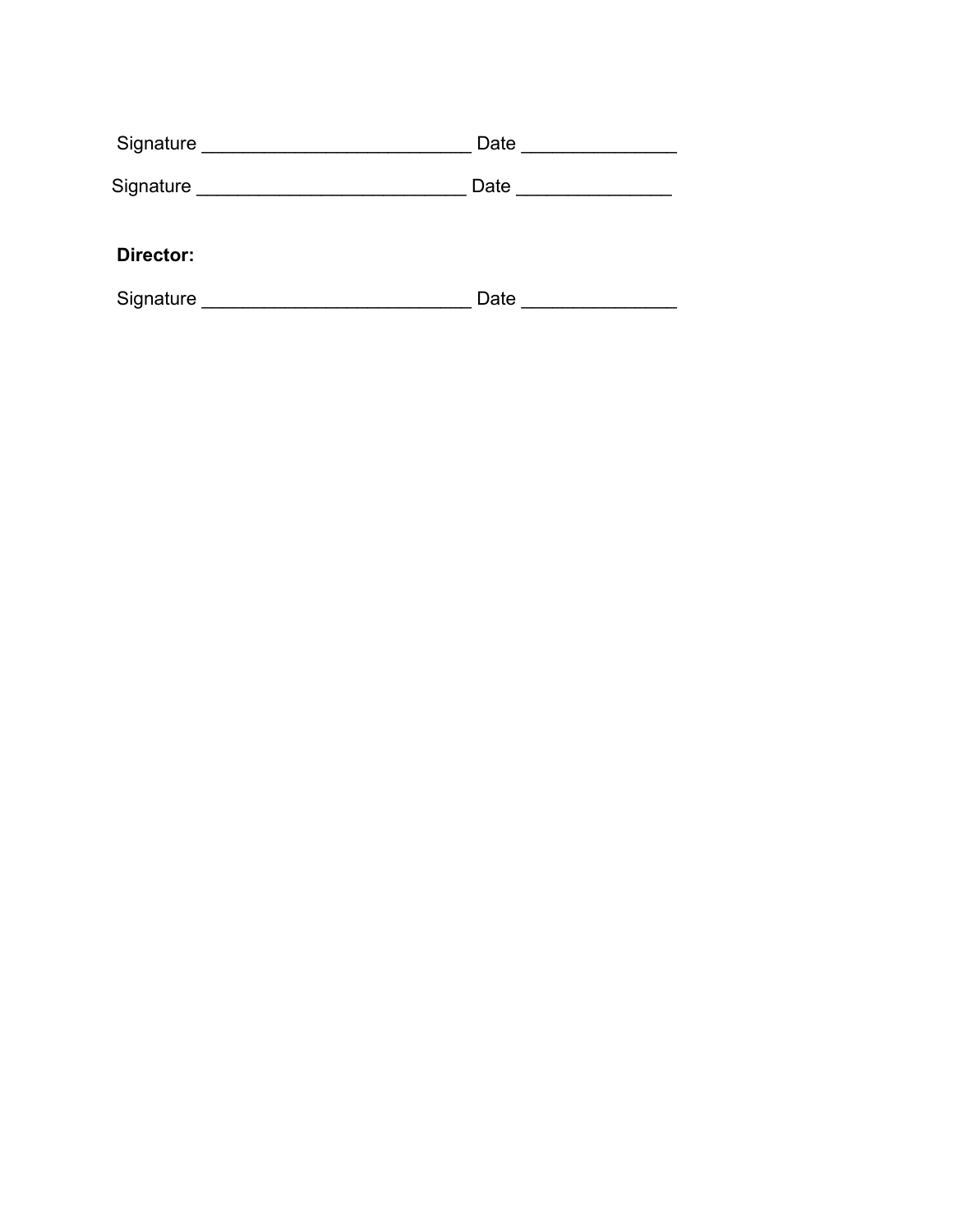Signature __________________________ Date _______________

Signature __________________________ Date _______________

**Director:**

Signature __________________________ Date _______________